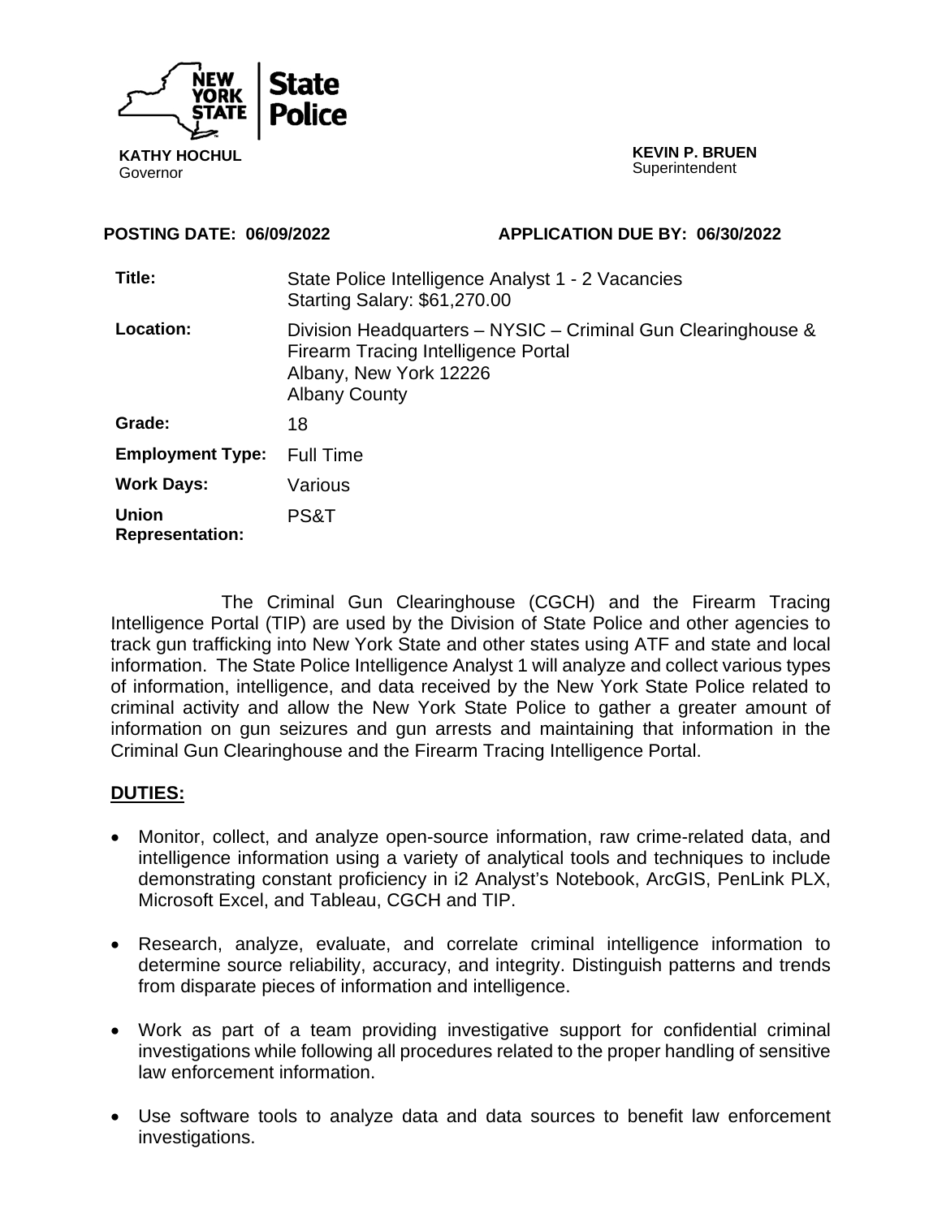NEW YORK STATE | State Police

**KATHY HOCHUL**
Governor

**KEVIN P. BRUEN**
Superintendent

**POSTING DATE: 06/09/2022** **APPLICATION DUE BY: 06/30/2022**

| | |
|---|---|
| **Title:** | State Police Intelligence Analyst 1 - 2 Vacancies<br>Starting Salary: $61,270.00 |
| **Location:** | Division Headquarters – NYSIC – Criminal Gun Clearinghouse & Firearm Tracing Intelligence Portal<br>Albany, New York 12226<br>Albany County |
| **Grade:** | 18 |
| **Employment Type:** | Full Time |
| **Work Days:** | Various |
| **Union Representation:** | PS&T |

The Criminal Gun Clearinghouse (CGCH) and the Firearm Tracing Intelligence Portal (TIP) are used by the Division of State Police and other agencies to track gun trafficking into New York State and other states using ATF and state and local information. The State Police Intelligence Analyst 1 will analyze and collect various types of information, intelligence, and data received by the New York State Police related to criminal activity and allow the New York State Police to gather a greater amount of information on gun seizures and gun arrests and maintaining that information in the Criminal Gun Clearinghouse and the Firearm Tracing Intelligence Portal.

## DUTIES:

- Monitor, collect, and analyze open-source information, raw crime-related data, and intelligence information using a variety of analytical tools and techniques to include demonstrating constant proficiency in i2 Analyst's Notebook, ArcGIS, PenLink PLX, Microsoft Excel, and Tableau, CGCH and TIP.
- Research, analyze, evaluate, and correlate criminal intelligence information to determine source reliability, accuracy, and integrity. Distinguish patterns and trends from disparate pieces of information and intelligence.
- Work as part of a team providing investigative support for confidential criminal investigations while following all procedures related to the proper handling of sensitive law enforcement information.
- Use software tools to analyze data and data sources to benefit law enforcement investigations.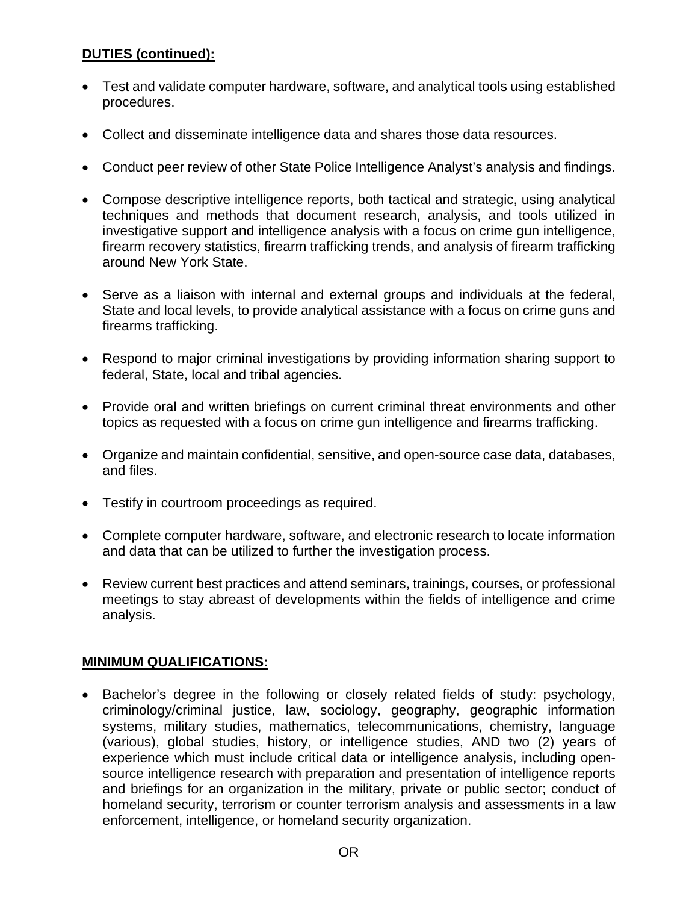**DUTIES (continued):**

- Test and validate computer hardware, software, and analytical tools using established procedures.

- Collect and disseminate intelligence data and shares those data resources.

- Conduct peer review of other State Police Intelligence Analyst's analysis and findings.

- Compose descriptive intelligence reports, both tactical and strategic, using analytical techniques and methods that document research, analysis, and tools utilized in investigative support and intelligence analysis with a focus on crime gun intelligence, firearm recovery statistics, firearm trafficking trends, and analysis of firearm trafficking around New York State.

- Serve as a liaison with internal and external groups and individuals at the federal, State and local levels, to provide analytical assistance with a focus on crime guns and firearms trafficking.

- Respond to major criminal investigations by providing information sharing support to federal, State, local and tribal agencies.

- Provide oral and written briefings on current criminal threat environments and other topics as requested with a focus on crime gun intelligence and firearms trafficking.

- Organize and maintain confidential, sensitive, and open-source case data, databases, and files.

- Testify in courtroom proceedings as required.

- Complete computer hardware, software, and electronic research to locate information and data that can be utilized to further the investigation process.

- Review current best practices and attend seminars, trainings, courses, or professional meetings to stay abreast of developments within the fields of intelligence and crime analysis.

**MINIMUM QUALIFICATIONS:**

- Bachelor's degree in the following or closely related fields of study: psychology, criminology/criminal justice, law, sociology, geography, geographic information systems, military studies, mathematics, telecommunications, chemistry, language (various), global studies, history, or intelligence studies, AND two (2) years of experience which must include critical data or intelligence analysis, including open-source intelligence research with preparation and presentation of intelligence reports and briefings for an organization in the military, private or public sector; conduct of homeland security, terrorism or counter terrorism analysis and assessments in a law enforcement, intelligence, or homeland security organization.

OR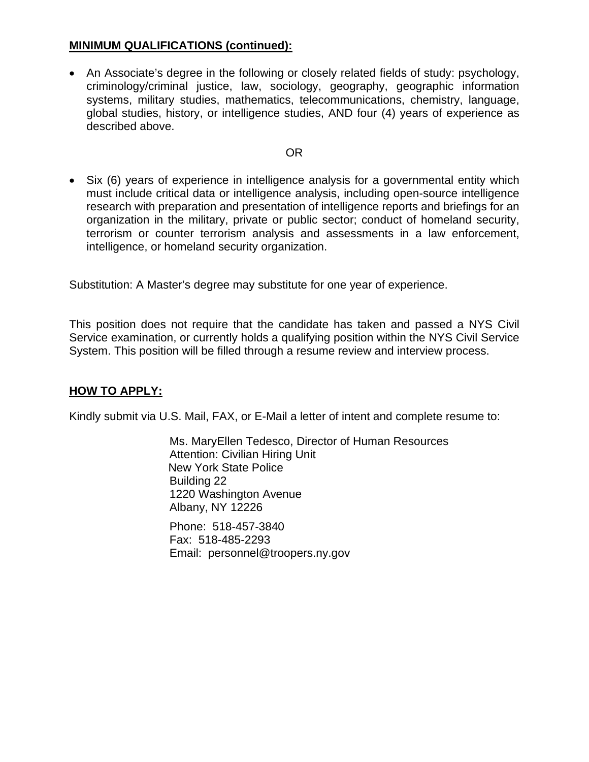**<u>MINIMUM QUALIFICATIONS (continued):</u>**

- An Associate's degree in the following or closely related fields of study: psychology, criminology/criminal justice, law, sociology, geography, geographic information systems, military studies, mathematics, telecommunications, chemistry, language, global studies, history, or intelligence studies, AND four (4) years of experience as described above.

OR

- Six (6) years of experience in intelligence analysis for a governmental entity which must include critical data or intelligence analysis, including open-source intelligence research with preparation and presentation of intelligence reports and briefings for an organization in the military, private or public sector; conduct of homeland security, terrorism or counter terrorism analysis and assessments in a law enforcement, intelligence, or homeland security organization.

Substitution: A Master's degree may substitute for one year of experience.

This position does not require that the candidate has taken and passed a NYS Civil Service examination, or currently holds a qualifying position within the NYS Civil Service System. This position will be filled through a resume review and interview process.

**<u>HOW TO APPLY:</u>**

Kindly submit via U.S. Mail, FAX, or E-Mail a letter of intent and complete resume to:

Ms. MaryEllen Tedesco, Director of Human Resources
Attention: Civilian Hiring Unit
New York State Police
Building 22
1220 Washington Avenue
Albany, NY 12226

Phone: 518-457-3840
Fax: 518-485-2293
Email: personnel@troopers.ny.gov